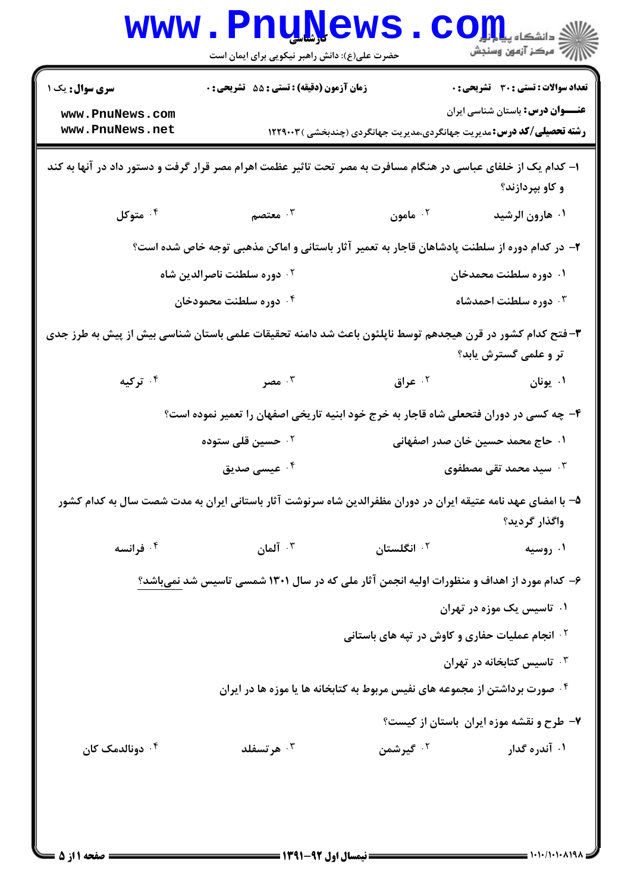**سری سوال:** یک ۱

**زمان آزمون (دقیقه) : تستی : ۵۵ تشریحی : ۰**

**تعداد سوالات : تستی : ۳۰ تشریحی : ۰**

**عنـــوان درس:** باستان شناسی ایران

**رشته تحصیلی/کد درس:** مدیریت جهانگردی،مدیریت جهانگردی (چندبخشی )۱۲۲۹۰۰۳

۱- کدام یک از خلفای عباسی در هنگام مسافرت به مصر تحت تاثیر عظمت اهرام مصر قرار گرفت و دستور داد در آنها به کند و کاو بپردازند؟

۱. هارون الرشید
۲. مامون
۳. معتصم
۴. متوکل

۲- در کدام دوره از سلطنت پادشاهان قاجار به تعمیر آثار باستانی و اماکن مذهبی توجه خاص شده است؟

۱. دوره سلطنت محمدخان
۲. دوره سلطنت ناصرالدین شاه
۳. دوره سلطنت احمدشاه
۴. دوره سلطنت محمودخان

۳-فتح کدام کشور در قرن هیجدهم توسط ناپلئون باعث شد دامنه تحقیقات علمی باستان شناسی بیش از پیش به طرز جدی تر و علمی گسترش یابد؟

۱. یونان
۲. عراق
۳. مصر
۴. ترکیه

۴- چه کسی در دوران فتحعلی شاه قاجار به خرج خود ابنیه تاریخی اصفهان را تعمیر نموده است؟

۱. حاج محمد حسین خان صدر اصفهانی
۲. حسین قلی ستوده
۳. سید محمد تقی مصطفوی
۴. عیسی صدیق

۵- با امضای عهد نامه عتیقه ایران در دوران مظفرالدین شاه سرنوشت آثار باستانی ایران به مدت شصت سال به کدام کشور واگذار گردید؟

۱. روسیه
۲. انگلستان
۳. آلمان
۴. فرانسه

۶- کدام مورد از اهداف و منظورات اولیه انجمن آثار ملی که در سال ۱۳۰۱ شمسی تاسیس شد نمی‌باشد؟

۱. تاسیس یک موزه در تهران
۲. انجام عملیات حفاری و کاوش در تپه های باستانی
۳. تاسیس کتابخانه در تهران
۴. صورت برداشتن از مجموعه های نفیس مربوط به کتابخانه ها یا موزه ها در ایران

۷- طرح و نقشه موزه ایران باستان از کیست؟

۱. آندره گدار
۲. گیرشمن
۳. هرتسفلد
۴. دونالدمک کان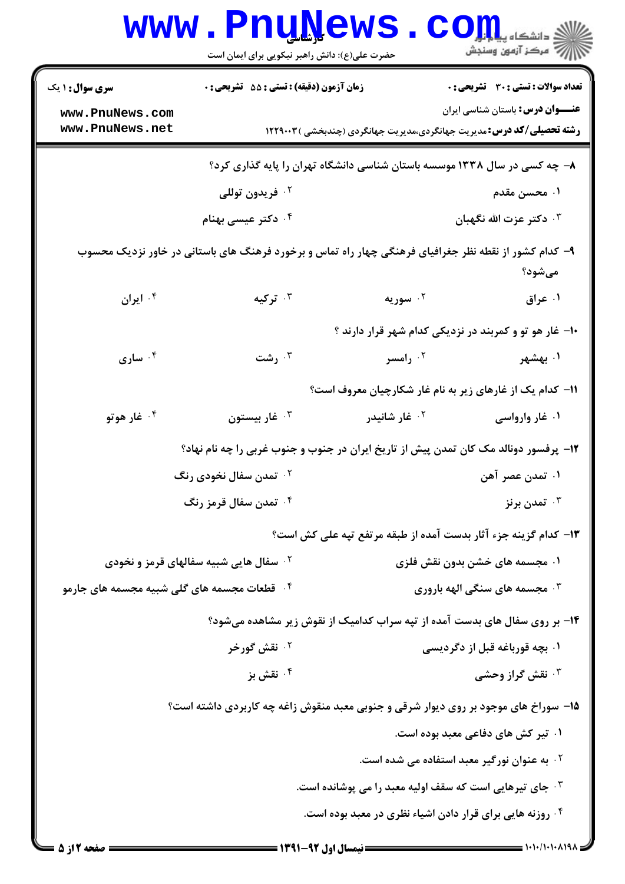۸- چه کسی در سال ۱۳۳۸ موسسه باستان شناسی دانشگاه تهران را پایه گذاری کرد؟

۱. محسن مقدم
۲. فریدون توللی
۳. دکتر عزت الله نگهبان
۴. دکتر عیسی بهنام

۹- کدام کشور از نقطه نظر جغرافیای فرهنگی چهار راه تماس و برخورد فرهنگ های باستانی در خاور نزدیک محسوب می‌شود؟

۱. عراق
۲. سوریه
۳. ترکیه
۴. ایران

۱۰- غار هو تو و کمربند در نزدیکی کدام شهر قرار دارند ؟

۱. بهشهر
۲. رامسر
۳. رشت
۴. ساری

۱۱- کدام یک از غارهای زیر به نام غار شکارچیان معروف است؟

۱. غار وارواسی
۲. غار شانیدر
۳. غار بیستون
۴. غار هوتو

۱۲- پرفسور دونالد مک کان تمدن پیش از تاریخ ایران در جنوب و جنوب غربی را چه نام نهاد؟

۱. تمدن عصر آهن
۲. تمدن سفال نخودی رنگ
۳. تمدن برنز
۴. تمدن سفال قرمز رنگ

۱۳- کدام گزینه جزء آثار بدست آمده از طبقه مرتفع تپه علی کش است؟

۱. مجسمه های خشن بدون نقش فلزی
۲. سفال هایی شبیه سفالهای قرمز و نخودی
۳. مجسمه های سنگی الهه باروری
۴. قطعات مجسمه های گلی شبیه مجسمه های جارمو

۱۴- بر روی سفال های بدست آمده از تپه سراب کدامیک از نقوش زیر مشاهده می‌شود؟

۱. بچه قورباغه قبل از دگردیسی
۲. نقش گورخر
۳. نقش گراز وحشی
۴. نقش بز

۱۵- سوراخ های موجود بر روی دیوار شرقی و جنوبی معبد منقوش زاغه چه کاربردی داشته است؟

۱. تیر کش های دفاعی معبد بوده است.
۲. به عنوان نورگیر معبد استفاده می شده است.
۳. جای تیرهایی است که سقف اولیه معبد را می پوشانده است.
۴. روزنه هایی برای قرار دادن اشیاء نظری در معبد بوده است.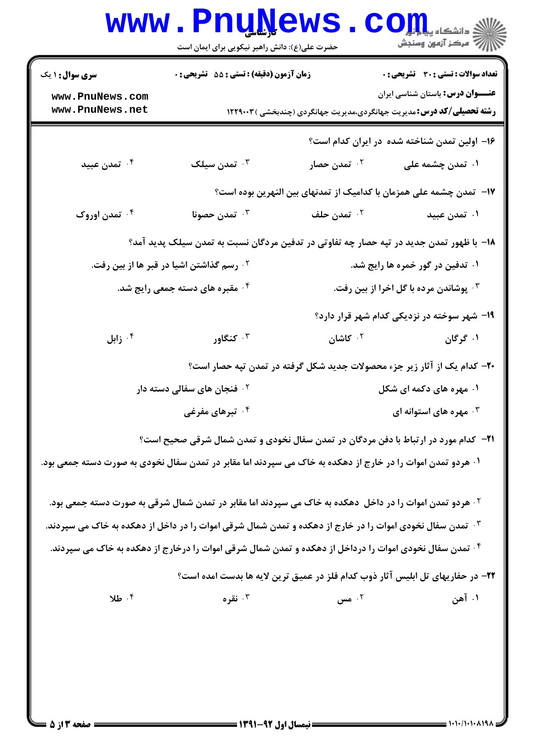**سری سوال:** ۱ یک

**زمان آزمون (دقیقه) : تستی :** ۵۵ **تشریحی :** ۰

**تعداد سوالات : تستی :** ۳۰ **تشریحی :** ۰

**عنـــوان درس:** باستان شناسی ایران

**رشته تحصیلی/کد درس:** مدیریت جهانگردی،مدیریت جهانگردی (چندبخشی )۱۲۲۹۰۰۳

۱۶- اولین تمدن شناخته شده در ایران کدام است؟

۱. تمدن چشمه علی
۲. تمدن حصار
۳. تمدن سیلک
۴. تمدن عبید

۱۷- تمدن چشمه علی همزمان با کدامیک از تمدنهای بین النهرین بوده است؟

۱. تمدن عبید
۲. تمدن حلف
۳. تمدن حصونا
۴. تمدن اوروک

۱۸- با ظهور تمدن جدید در تپه حصار چه تفاوتی در تدفین مردگان نسبت به تمدن سیلک پدید آمد؟

۱. تدفین در گور خمره ها رایج شد.
۲. رسم گذاشتن اشیا در قبر ها از بین رفت.
۳. پوشاندن مرده با گل اخرا از بین رفت.
۴. مقبره های دسته جمعی رایج شد.

۱۹- شهر سوخته در نزدیکی کدام شهر قرار دارد؟

۱. گرگان
۲. کاشان
۳. کنگاور
۴. زابل

۲۰- کدام یک از آثار زیر جزء محصولات جدید شکل گرفته در تمدن تپه حصار است؟

۱. مهره های دکمه ای شکل
۲. فنجان های سفالی دسته دار
۳. مهره های استوانه ای
۴. تبرهای مفرغی

۲۱- کدام مورد در ارتباط با دفن مردگان در تمدن سفال نخودی و تمدن شمال شرقی صحیح است؟

۱. هردو تمدن اموات را در خارج از دهکده به خاک می سپردند اما مقابر در تمدن سفال نخودی به صورت دسته جمعی بود.

۲. هردو تمدن اموات را در داخل دهکده به خاک می سپردند اما مقابر در تمدن شمال شرقی به صورت دسته جمعی بود.

۳. تمدن سفال نخودی اموات را در خارج از دهکده و تمدن شمال شرقی اموات را در داخل از دهکده به خاک می سپردند.

۴. تمدن سفال نخودی اموات را درداخل از دهکده و تمدن شمال شرقی اموات را درخارج از دهکده به خاک می سپردند.

۲۲- در حفاریهای تل ابلیس آثار ذوب کدام فلز در عمیق ترین لایه ها بدست امده است؟

۱. آهن
۲. مس
۳. نقره
۴. طلا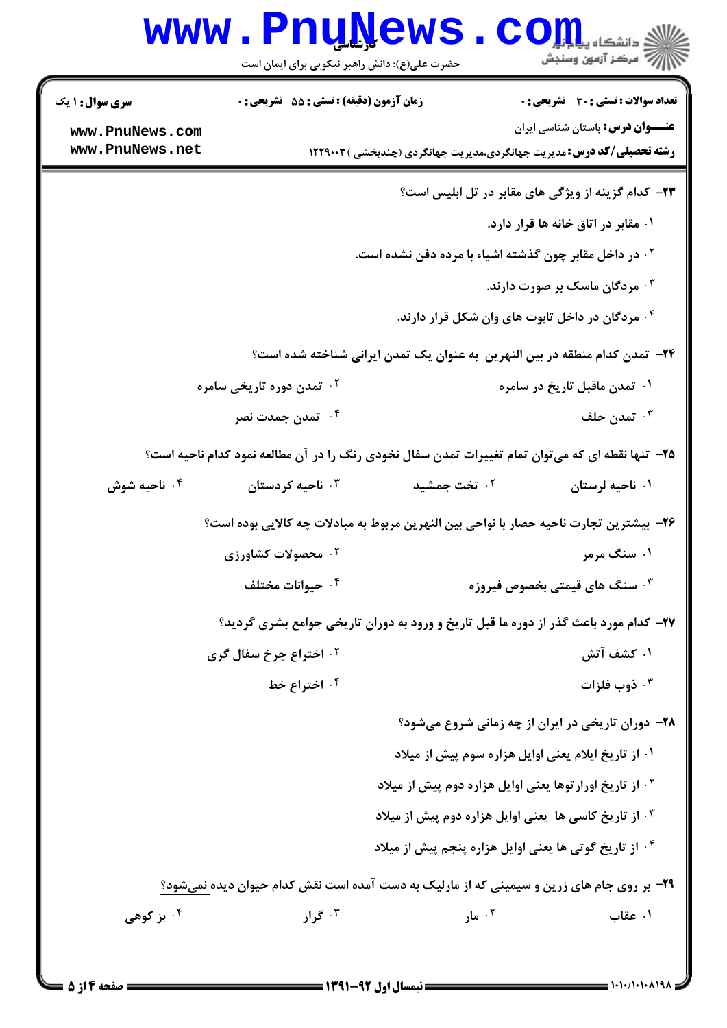**سری سوال:** ۱ یک

**زمان آزمون (دقیقه) : تستی :** ۵۵ **تشریحی :** ۰

**تعداد سوالات : تستی :** ۳۰ **تشریحی :** ۰

**عنـــوان درس:** باستان شناسی ایران

**رشته تحصیلی/کد درس:** مدیریت جهانگردی،مدیریت جهانگردی (چندبخشی ) ۱۲۲۹۰۰۳

۲۳- کدام گزینه از ویژگی های مقابر در تل ابلیس است؟

۱. مقابر در اتاق خانه ها قرار دارد.

۲. در داخل مقابر چون گذشته اشیاء با مرده دفن نشده است.

۳. مردگان ماسک بر صورت دارند.

۴. مردگان در داخل تابوت های وان شکل قرار دارند.

۲۴- تمدن کدام منطقه در بین النهرین به عنوان یک تمدن ایرانی شناخته شده است؟

۱. تمدن ماقبل تاریخ در سامره

۲. تمدن دوره تاریخی سامره

۳. تمدن حلف

۴. تمدن جمدت نصر

۲۵- تنها نقطه ای که می‌توان تمام تغییرات تمدن سفال نخودی رنگ را در آن مطالعه نمود کدام ناحیه است؟

۱. ناحیه لرستان

۲. تخت جمشید

۳. ناحیه کردستان

۴. ناحیه شوش

۲۶- بیشترین تجارت ناحیه حصار با نواحی بین النهرین مربوط به مبادلات چه کالایی بوده است؟

۱. سنگ مرمر

۲. محصولات کشاورزی

۳. سنگ های قیمتی بخصوص فیروزه

۴. حیوانات مختلف

۲۷- کدام مورد باعث گذر از دوره ما قبل تاریخ و ورود به دوران تاریخی جوامع بشری گردید؟

۱. کشف آتش

۲. اختراع چرخ سفال گری

۳. ذوب فلزات

۴. اختراع خط

۲۸- دوران تاریخی در ایران از چه زمانی شروع می‌شود؟

۱. از تاریخ ایلام یعنی اوایل هزاره سوم پیش از میلاد

۲. از تاریخ اورارتوها یعنی اوایل هزاره دوم پیش از میلاد

۳. از تاریخ کاسی ها یعنی اوایل هزاره دوم پیش از میلاد

۴. از تاریخ گوتی ها یعنی اوایل هزاره پنجم پیش از میلاد

۲۹- بر روی جام های زرین و سیمینی که از مارلیک به دست آمده است نقش کدام حیوان دیده نمی‌شود؟

۱. عقاب

۲. مار

۳. گراز

۴. بز کوهی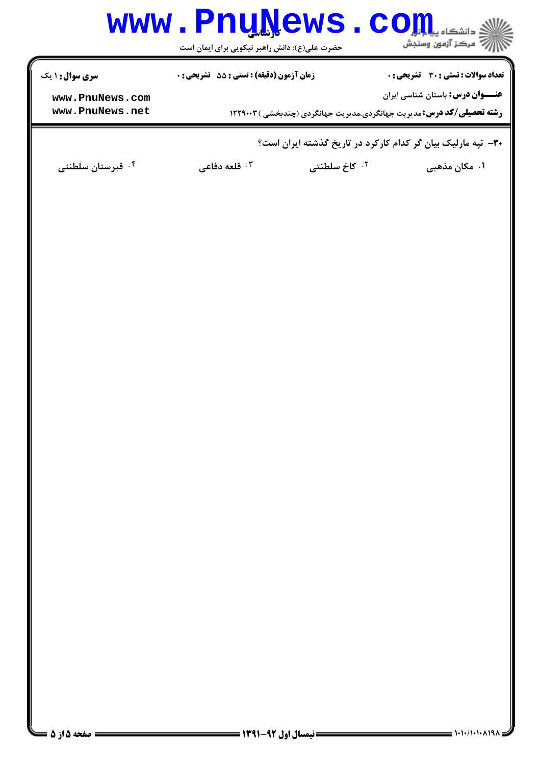۳۰- تپه مارلیک بیان گر کدام کارکرد در تاریخ گذشته ایران است؟

۱. مکان مذهبی

۲. کاخ سلطنتی

۳. قلعه دفاعی

۴. قبرستان سلطنتی